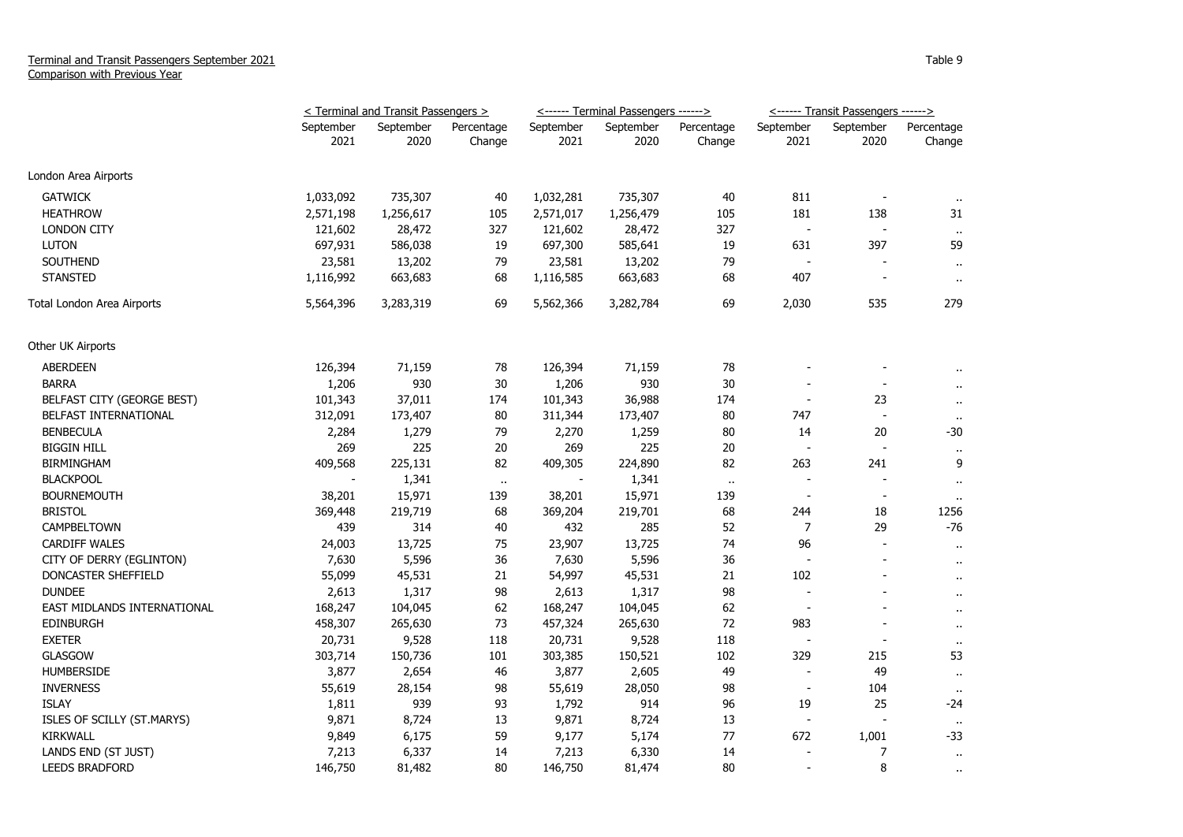Terminal and Transit Passengers September 2021
Comparison with Previous Year

Table 9

| | < Terminal and Transit Passengers > | | | <------ Terminal Passengers ------> | | | <------ Transit Passengers ------> | | |
|---|---|---|---|---|---|---|---|---|---|
| | September 2021 | September 2020 | Percentage Change | September 2021 | September 2020 | Percentage Change | September 2021 | September 2020 | Percentage Change |
| London Area Airports | | | | | | | | | |
| GATWICK | 1,033,092 | 735,307 | 40 | 1,032,281 | 735,307 | 40 | 811 | - | .. |
| HEATHROW | 2,571,198 | 1,256,617 | 105 | 2,571,017 | 1,256,479 | 105 | 181 | 138 | 31 |
| LONDON CITY | 121,602 | 28,472 | 327 | 121,602 | 28,472 | 327 | - | - | .. |
| LUTON | 697,931 | 586,038 | 19 | 697,300 | 585,641 | 19 | 631 | 397 | 59 |
| SOUTHEND | 23,581 | 13,202 | 79 | 23,581 | 13,202 | 79 | - | - | .. |
| STANSTED | 1,116,992 | 663,683 | 68 | 1,116,585 | 663,683 | 68 | 407 | - | .. |
| Total London Area Airports | 5,564,396 | 3,283,319 | 69 | 5,562,366 | 3,282,784 | 69 | 2,030 | 535 | 279 |
| Other UK Airports | | | | | | | | | |
| ABERDEEN | 126,394 | 71,159 | 78 | 126,394 | 71,159 | 78 | - | - | .. |
| BARRA | 1,206 | 930 | 30 | 1,206 | 930 | 30 | - | - | .. |
| BELFAST CITY (GEORGE BEST) | 101,343 | 37,011 | 174 | 101,343 | 36,988 | 174 | - | 23 | .. |
| BELFAST INTERNATIONAL | 312,091 | 173,407 | 80 | 311,344 | 173,407 | 80 | 747 | - | .. |
| BENBECULA | 2,284 | 1,279 | 79 | 2,270 | 1,259 | 80 | 14 | 20 | -30 |
| BIGGIN HILL | 269 | 225 | 20 | 269 | 225 | 20 | - | - | .. |
| BIRMINGHAM | 409,568 | 225,131 | 82 | 409,305 | 224,890 | 82 | 263 | 241 | 9 |
| BLACKPOOL | - | 1,341 | .. | - | 1,341 | .. | - | - | .. |
| BOURNEMOUTH | 38,201 | 15,971 | 139 | 38,201 | 15,971 | 139 | - | - | .. |
| BRISTOL | 369,448 | 219,719 | 68 | 369,204 | 219,701 | 68 | 244 | 18 | 1256 |
| CAMPBELTOWN | 439 | 314 | 40 | 432 | 285 | 52 | 7 | 29 | -76 |
| CARDIFF WALES | 24,003 | 13,725 | 75 | 23,907 | 13,725 | 74 | 96 | - | .. |
| CITY OF DERRY (EGLINTON) | 7,630 | 5,596 | 36 | 7,630 | 5,596 | 36 | - | - | .. |
| DONCASTER SHEFFIELD | 55,099 | 45,531 | 21 | 54,997 | 45,531 | 21 | 102 | - | .. |
| DUNDEE | 2,613 | 1,317 | 98 | 2,613 | 1,317 | 98 | - | - | .. |
| EAST MIDLANDS INTERNATIONAL | 168,247 | 104,045 | 62 | 168,247 | 104,045 | 62 | - | - | .. |
| EDINBURGH | 458,307 | 265,630 | 73 | 457,324 | 265,630 | 72 | 983 | - | .. |
| EXETER | 20,731 | 9,528 | 118 | 20,731 | 9,528 | 118 | - | - | .. |
| GLASGOW | 303,714 | 150,736 | 101 | 303,385 | 150,521 | 102 | 329 | 215 | 53 |
| HUMBERSIDE | 3,877 | 2,654 | 46 | 3,877 | 2,605 | 49 | - | 49 | .. |
| INVERNESS | 55,619 | 28,154 | 98 | 55,619 | 28,050 | 98 | - | 104 | .. |
| ISLAY | 1,811 | 939 | 93 | 1,792 | 914 | 96 | 19 | 25 | -24 |
| ISLES OF SCILLY (ST.MARYS) | 9,871 | 8,724 | 13 | 9,871 | 8,724 | 13 | - | - | .. |
| KIRKWALL | 9,849 | 6,175 | 59 | 9,177 | 5,174 | 77 | 672 | 1,001 | -33 |
| LANDS END (ST JUST) | 7,213 | 6,337 | 14 | 7,213 | 6,330 | 14 | - | 7 | .. |
| LEEDS BRADFORD | 146,750 | 81,482 | 80 | 146,750 | 81,474 | 80 | - | 8 | .. |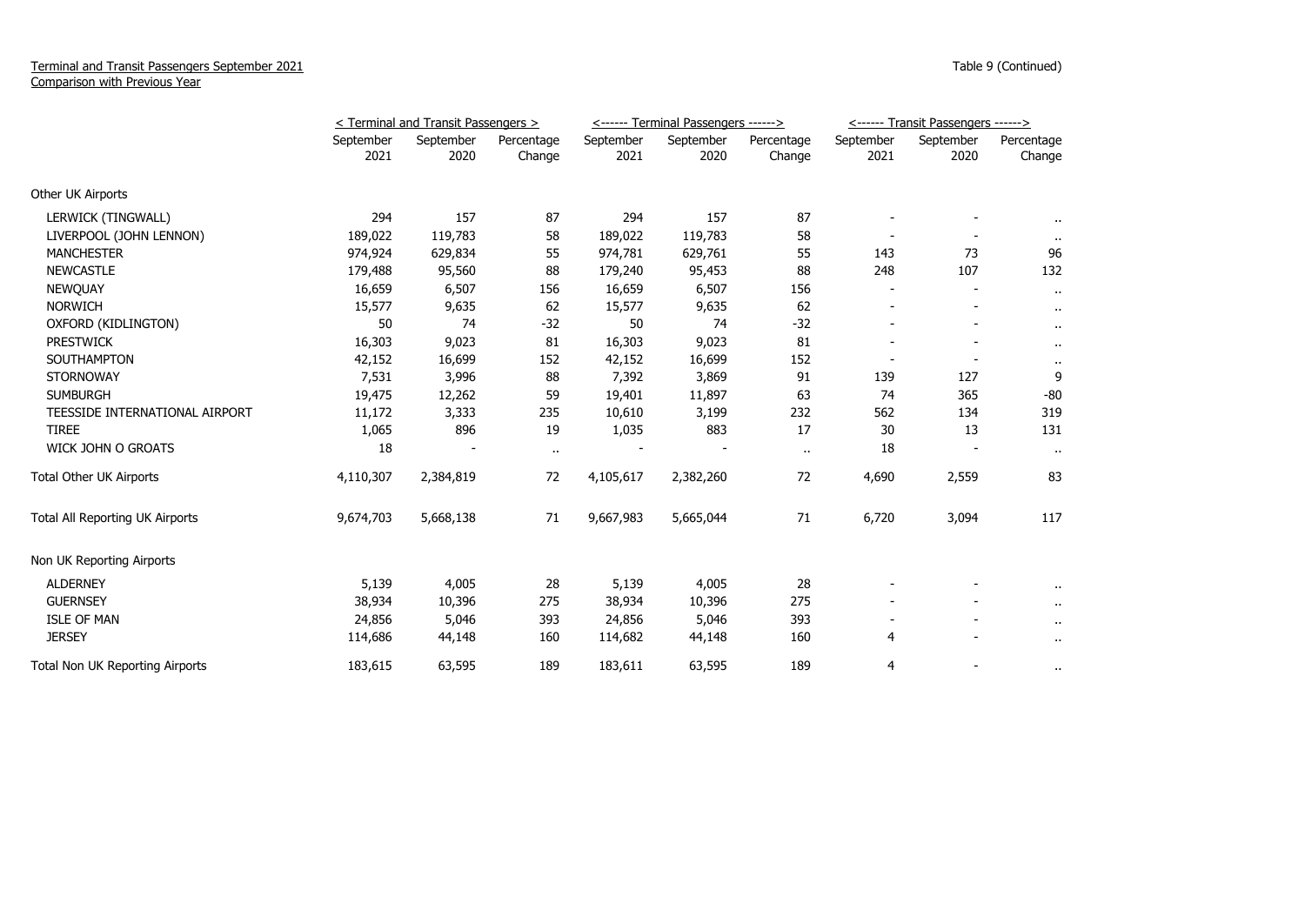Terminal and Transit Passengers September 2021
Comparison with Previous Year

Table 9 (Continued)

| | < Terminal and Transit Passengers > | | | <------ Terminal Passengers ------> | | | <------ Transit Passengers ------> | | |
|---|---|---|---|---|---|---|---|---|---|
| | September 2021 | September 2020 | Percentage Change | September 2021 | September 2020 | Percentage Change | September 2021 | September 2020 | Percentage Change |
| Other UK Airports | | | | | | | | | |
| LERWICK (TINGWALL) | 294 | 157 | 87 | 294 | 157 | 87 | - | - | .. |
| LIVERPOOL (JOHN LENNON) | 189,022 | 119,783 | 58 | 189,022 | 119,783 | 58 | - | - | .. |
| MANCHESTER | 974,924 | 629,834 | 55 | 974,781 | 629,761 | 55 | 143 | 73 | 96 |
| NEWCASTLE | 179,488 | 95,560 | 88 | 179,240 | 95,453 | 88 | 248 | 107 | 132 |
| NEWQUAY | 16,659 | 6,507 | 156 | 16,659 | 6,507 | 156 | - | - | .. |
| NORWICH | 15,577 | 9,635 | 62 | 15,577 | 9,635 | 62 | - | - | .. |
| OXFORD (KIDLINGTON) | 50 | 74 | -32 | 50 | 74 | -32 | - | - | .. |
| PRESTWICK | 16,303 | 9,023 | 81 | 16,303 | 9,023 | 81 | - | - | .. |
| SOUTHAMPTON | 42,152 | 16,699 | 152 | 42,152 | 16,699 | 152 | - | - | .. |
| STORNOWAY | 7,531 | 3,996 | 88 | 7,392 | 3,869 | 91 | 139 | 127 | 9 |
| SUMBURGH | 19,475 | 12,262 | 59 | 19,401 | 11,897 | 63 | 74 | 365 | -80 |
| TEESSIDE INTERNATIONAL AIRPORT | 11,172 | 3,333 | 235 | 10,610 | 3,199 | 232 | 562 | 134 | 319 |
| TIREE | 1,065 | 896 | 19 | 1,035 | 883 | 17 | 30 | 13 | 131 |
| WICK JOHN O GROATS | 18 | - | .. | - | - | .. | 18 | - | .. |
| Total Other UK Airports | 4,110,307 | 2,384,819 | 72 | 4,105,617 | 2,382,260 | 72 | 4,690 | 2,559 | 83 |
| Total All Reporting UK Airports | 9,674,703 | 5,668,138 | 71 | 9,667,983 | 5,665,044 | 71 | 6,720 | 3,094 | 117 |
| Non UK Reporting Airports | | | | | | | | | |
| ALDERNEY | 5,139 | 4,005 | 28 | 5,139 | 4,005 | 28 | - | - | .. |
| GUERNSEY | 38,934 | 10,396 | 275 | 38,934 | 10,396 | 275 | - | - | .. |
| ISLE OF MAN | 24,856 | 5,046 | 393 | 24,856 | 5,046 | 393 | - | - | .. |
| JERSEY | 114,686 | 44,148 | 160 | 114,682 | 44,148 | 160 | 4 | - | .. |
| Total Non UK Reporting Airports | 183,615 | 63,595 | 189 | 183,611 | 63,595 | 189 | 4 | - | .. |